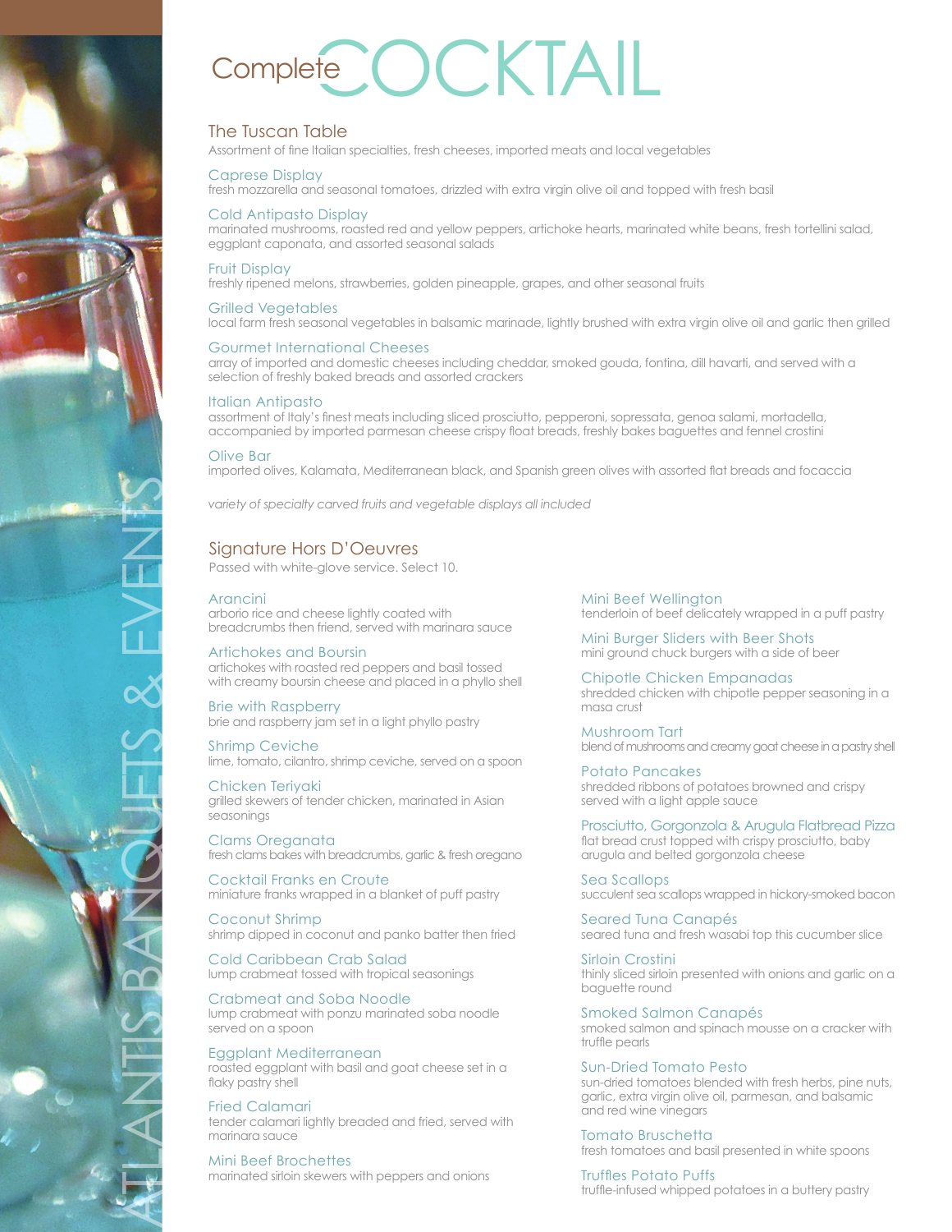# Complete COCKTAIL

## The Tuscan Table

Assortment of fine Italian specialties, fresh cheeses, imported meats and local vegetables

### Caprese Display
fresh mozzarella and seasonal tomatoes, drizzled with extra virgin olive oil and topped with fresh basil

### Cold Antipasto Display
marinated mushrooms, roasted red and yellow peppers, artichoke hearts, marinated white beans, fresh tortellini salad, eggplant caponata, and assorted seasonal salads

### Fruit Display
freshly ripened melons, strawberries, golden pineapple, grapes, and other seasonal fruits

### Grilled Vegetables
local farm fresh seasonal vegetables in balsamic marinade, lightly brushed with extra virgin olive oil and garlic then grilled

### Gourmet International Cheeses
array of imported and domestic cheeses including cheddar, smoked gouda, fontina, dill havarti, and served with a selection of freshly baked breads and assorted crackers

### Italian Antipasto
assortment of Italy's finest meats including sliced prosciutto, pepperoni, sopressata, genoa salami, mortadella, accompanied by imported parmesan cheese crispy float breads, freshly bakes baguettes and fennel crostini

### Olive Bar
imported olives, Kalamata, Mediterranean black, and Spanish green olives with assorted flat breads and focaccia

*variety of specialty carved fruits and vegetable displays all included*

## Signature Hors D'Oeuvres

Passed with white-glove service. Select 10.

### Arancini
arborio rice and cheese lightly coated with breadcrumbs then friend, served with marinara sauce

### Artichokes and Boursin
artichokes with roasted red peppers and basil tossed with creamy boursin cheese and placed in a phyllo shell

### Brie with Raspberry
brie and raspberry jam set in a light phyllo pastry

### Shrimp Ceviche
lime, tomato, cilantro, shrimp ceviche, served on a spoon

### Chicken Teriyaki
grilled skewers of tender chicken, marinated in Asian seasonings

### Clams Oreganata
fresh clams bakes with breadcrumbs, garlic & fresh oregano

### Cocktail Franks en Croute
miniature franks wrapped in a blanket of puff pastry

### Coconut Shrimp
shrimp dipped in coconut and panko batter then fried

### Cold Caribbean Crab Salad
lump crabmeat tossed with tropical seasonings

### Crabmeat and Soba Noodle
lump crabmeat with ponzu marinated soba noodle served on a spoon

### Eggplant Mediterranean
roasted eggplant with basil and goat cheese set in a flaky pastry shell

### Fried Calamari
tender calamari lightly breaded and fried, served with marinara sauce

### Mini Beef Brochettes
marinated sirloin skewers with peppers and onions

### Mini Beef Wellington
tenderloin of beef delicately wrapped in a puff pastry

### Mini Burger Sliders with Beer Shots
mini ground chuck burgers with a side of beer

### Chipotle Chicken Empanadas
shredded chicken with chipotle pepper seasoning in a masa crust

### Mushroom Tart
blend of mushrooms and creamy goat cheese in a pastry shell

### Potato Pancakes
shredded ribbons of potatoes browned and crispy served with a light apple sauce

### Prosciutto, Gorgonzola & Arugula Flatbread Pizza
flat bread crust topped with crispy prosciutto, baby arugula and belted gorgonzola cheese

### Sea Scallops
succulent sea scallops wrapped in hickory-smoked bacon

### Seared Tuna Canapés
seared tuna and fresh wasabi top this cucumber slice

### Sirloin Crostini
thinly sliced sirloin presented with onions and garlic on a baguette round

### Smoked Salmon Canapés
smoked salmon and spinach mousse on a cracker with truffle pearls

### Sun-Dried Tomato Pesto
sun-dried tomatoes blended with fresh herbs, pine nuts, garlic, extra virgin olive oil, parmesan, and balsamic and red wine vinegars

### Tomato Bruschetta
fresh tomatoes and basil presented in white spoons

### Truffles Potato Puffs
truffle-infused whipped potatoes in a buttery pastry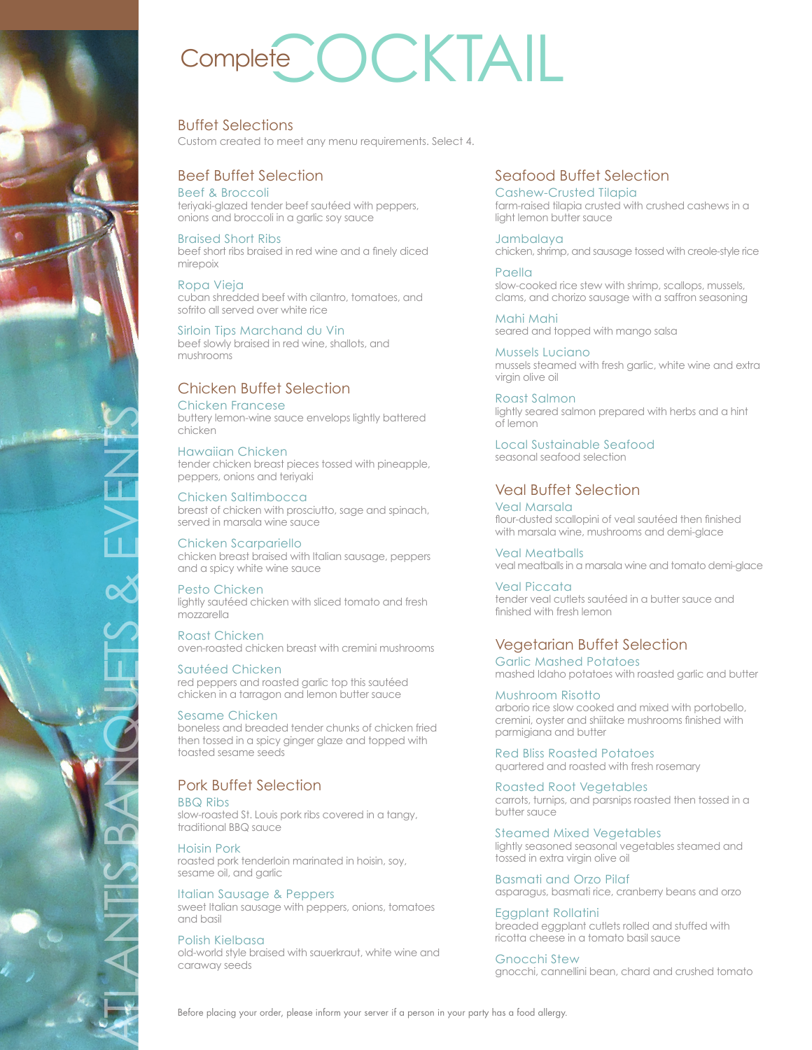# Complete COCKTAIL

## Buffet Selections

Custom created to meet any menu requirements. Select 4.

### Beef Buffet Selection

**Beef & Broccoli**
teriyaki-glazed tender beef sautéed with peppers, onions and broccoli in a garlic soy sauce

**Braised Short Ribs**
beef short ribs braised in red wine and a finely diced mirepoix

**Ropa Vieja**
cuban shredded beef with cilantro, tomatoes, and sofrito all served over white rice

**Sirloin Tips Marchand du Vin**
beef slowly braised in red wine, shallots, and mushrooms

### Chicken Buffet Selection

**Chicken Francese**
buttery lemon-wine sauce envelops lightly battered chicken

**Hawaiian Chicken**
tender chicken breast pieces tossed with pineapple, peppers, onions and teriyaki

**Chicken Saltimbocca**
breast of chicken with prosciutto, sage and spinach, served in marsala wine sauce

**Chicken Scarpariello**
chicken breast braised with Italian sausage, peppers and a spicy white wine sauce

**Pesto Chicken**
lightly sautéed chicken with sliced tomato and fresh mozzarella

**Roast Chicken**
oven-roasted chicken breast with cremini mushrooms

**Sautéed Chicken**
red peppers and roasted garlic top this sautéed chicken in a tarragon and lemon butter sauce

**Sesame Chicken**
boneless and breaded tender chunks of chicken fried then tossed in a spicy ginger glaze and topped with toasted sesame seeds

### Pork Buffet Selection

**BBQ Ribs**
slow-roasted St. Louis pork ribs covered in a tangy, traditional BBQ sauce

**Hoisin Pork**
roasted pork tenderloin marinated in hoisin, soy, sesame oil, and garlic

**Italian Sausage & Peppers**
sweet Italian sausage with peppers, onions, tomatoes and basil

**Polish Kielbasa**
old-world style braised with sauerkraut, white wine and caraway seeds

### Seafood Buffet Selection

**Cashew-Crusted Tilapia**
farm-raised tilapia crusted with crushed cashews in a light lemon butter sauce

**Jambalaya**
chicken, shrimp, and sausage tossed with creole-style rice

**Paella**
slow-cooked rice stew with shrimp, scallops, mussels, clams, and chorizo sausage with a saffron seasoning

**Mahi Mahi**
seared and topped with mango salsa

**Mussels Luciano**
mussels steamed with fresh garlic, white wine and extra virgin olive oil

**Roast Salmon**
lightly seared salmon prepared with herbs and a hint of lemon

**Local Sustainable Seafood**
seasonal seafood selection

### Veal Buffet Selection

**Veal Marsala**
flour-dusted scallopini of veal sautéed then finished with marsala wine, mushrooms and demi-glace

**Veal Meatballs**
veal meatballs in a marsala wine and tomato demi-glace

**Veal Piccata**
tender veal cutlets sautéed in a butter sauce and finished with fresh lemon

### Vegetarian Buffet Selection

**Garlic Mashed Potatoes**
mashed Idaho potatoes with roasted garlic and butter

**Mushroom Risotto**
arborio rice slow cooked and mixed with portobello, cremini, oyster and shiitake mushrooms finished with parmigiana and butter

**Red Bliss Roasted Potatoes**
quartered and roasted with fresh rosemary

**Roasted Root Vegetables**
carrots, turnips, and parsnips roasted then tossed in a butter sauce

**Steamed Mixed Vegetables**
lightly seasoned seasonal vegetables steamed and tossed in extra virgin olive oil

**Basmati and Orzo Pilaf**
asparagus, basmati rice, cranberry beans and orzo

**Eggplant Rollatini**
breaded eggplant cutlets rolled and stuffed with ricotta cheese in a tomato basil sauce

**Gnocchi Stew**
gnocchi, cannellini bean, chard and crushed tomato

Before placing your order, please inform your server if a person in your party has a food allergy.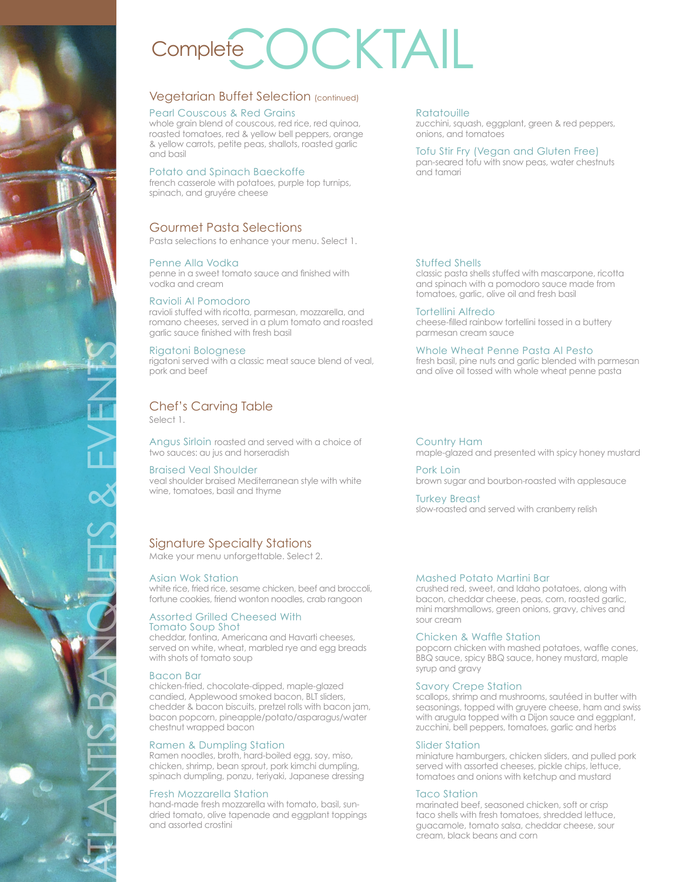# Complete COCKTAIL

## Vegetarian Buffet Selection (continued)

### Pearl Couscous & Red Grains
whole grain blend of couscous, red rice, red quinoa, roasted tomatoes, red & yellow bell peppers, orange & yellow carrots, petite peas, shallots, roasted garlic and basil

### Potato and Spinach Baeckoffe
french casserole with potatoes, purple top turnips, spinach, and gruyére cheese

### Ratatouille
zucchini, squash, eggplant, green & red peppers, onions, and tomatoes

### Tofu Stir Fry (Vegan and Gluten Free)
pan-seared tofu with snow peas, water chestnuts and tamari

## Gourmet Pasta Selections
Pasta selections to enhance your menu. Select 1.

### Penne Alla Vodka
penne in a sweet tomato sauce and finished with vodka and cream

### Ravioli Al Pomodoro
ravioli stuffed with ricotta, parmesan, mozzarella, and romano cheeses, served in a plum tomato and roasted garlic sauce finished with fresh basil

### Rigatoni Bolognese
rigatoni served with a classic meat sauce blend of veal, pork and beef

### Stuffed Shells
classic pasta shells stuffed with mascarpone, ricotta and spinach with a pomodoro sauce made from tomatoes, garlic, olive oil and fresh basil

### Tortellini Alfredo
cheese-filled rainbow tortellini tossed in a buttery parmesan cream sauce

### Whole Wheat Penne Pasta Al Pesto
fresh basil, pine nuts and garlic blended with parmesan and olive oil tossed with whole wheat penne pasta

## Chef's Carving Table
Select 1.

### Angus Sirloin
roasted and served with a choice of two sauces: au jus and horseradish

### Braised Veal Shoulder
veal shoulder braised Mediterranean style with white wine, tomatoes, basil and thyme

### Country Ham
maple-glazed and presented with spicy honey mustard

### Pork Loin
brown sugar and bourbon-roasted with applesauce

### Turkey Breast
slow-roasted and served with cranberry relish

## Signature Specialty Stations
Make your menu unforgettable. Select 2.

### Asian Wok Station
white rice, fried rice, sesame chicken, beef and broccoli, fortune cookies, friend wonton noodles, crab rangoon

### Assorted Grilled Cheesed With Tomato Soup Shot
cheddar, fontina, Americana and Havarti cheeses, served on white, wheat, marbled rye and egg breads with shots of tomato soup

### Bacon Bar
chicken-fried, chocolate-dipped, maple-glazed candied, Applewood smoked bacon, BLT sliders, chedder & bacon biscuits, pretzel rolls with bacon jam, bacon popcorn, pineapple/potato/asparagus/water chestnut wrapped bacon

### Ramen & Dumpling Station
Ramen noodles, broth, hard-boiled egg, soy, miso, chicken, shrimp, bean sprout, pork kimchi dumpling, spinach dumpling, ponzu, teriyaki, Japanese dressing

### Fresh Mozzarella Station
hand-made fresh mozzarella with tomato, basil, sun-dried tomato, olive tapenade and eggplant toppings and assorted crostini

### Mashed Potato Martini Bar
crushed red, sweet, and Idaho potatoes, along with bacon, cheddar cheese, peas, corn, roasted garlic, mini marshmallows, green onions, gravy, chives and sour cream

### Chicken & Waffle Station
popcorn chicken with mashed potatoes, waffle cones, BBQ sauce, spicy BBQ sauce, honey mustard, maple syrup and gravy

### Savory Crepe Station
scallops, shrimp and mushrooms, sautéed in butter with seasonings, topped with gruyere cheese, ham and swiss with arugula topped with a Dijon sauce and eggplant, zucchini, bell peppers, tomatoes, garlic and herbs

### Slider Station
miniature hamburgers, chicken sliders, and pulled pork served with assorted cheeses, pickle chips, lettuce, tomatoes and onions with ketchup and mustard

### Taco Station
marinated beef, seasoned chicken, soft or crisp taco shells with fresh tomatoes, shredded lettuce, guacamole, tomato salsa, cheddar cheese, sour cream, black beans and corn

ATLANTIS BANQUETS & EVENTS